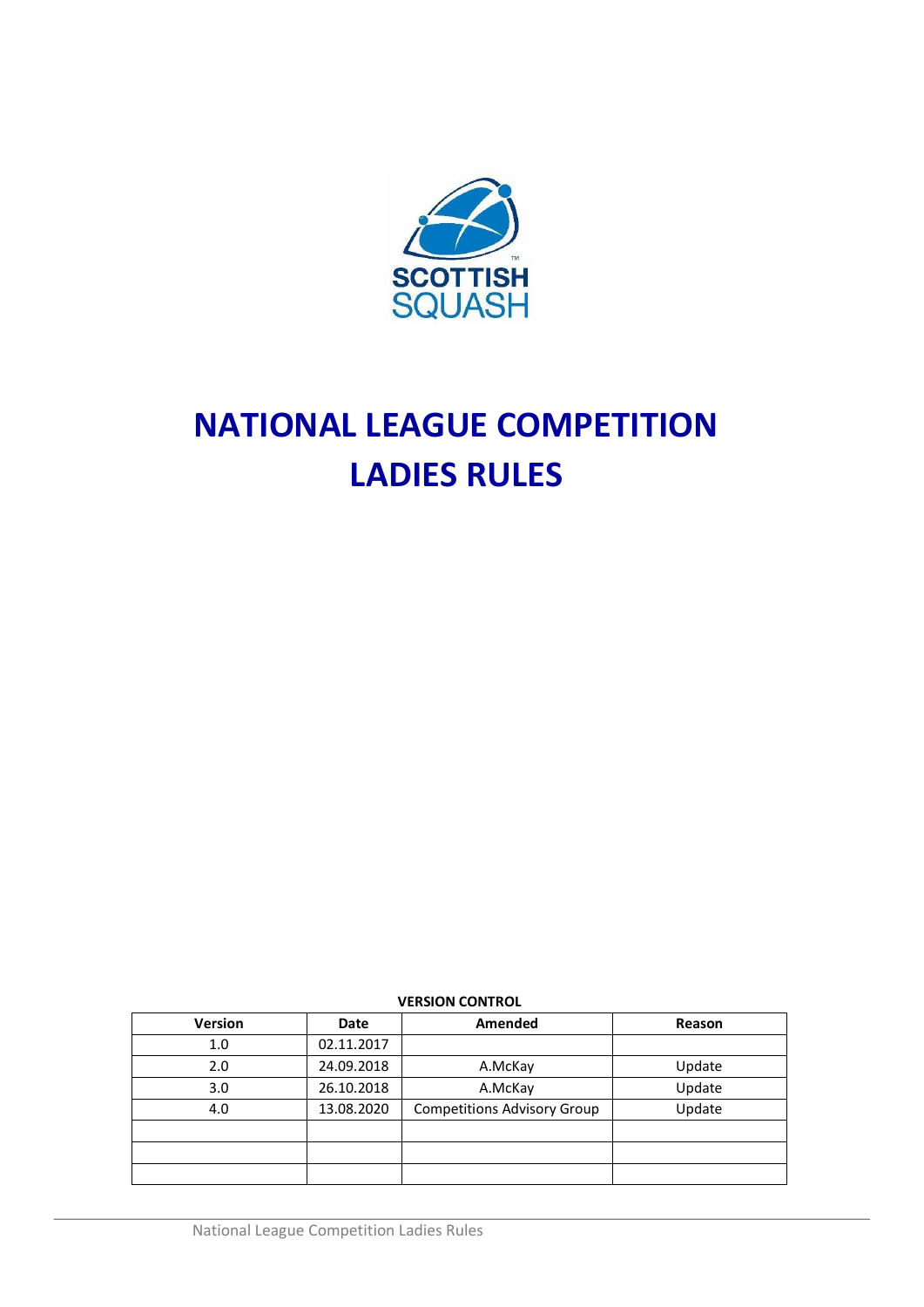SCOTTISH SQUASH

# NATIONAL LEAGUE COMPETITION
# LADIES RULES

**VERSION CONTROL**

| Version | Date | Amended | Reason |
|---|---|---|---|
| 1.0 | 02.11.2017 | | |
| 2.0 | 24.09.2018 | A.McKay | Update |
| 3.0 | 26.10.2018 | A.McKay | Update |
| 4.0 | 13.08.2020 | Competitions Advisory Group | Update |
| | | | |
| | | | |
| | | | |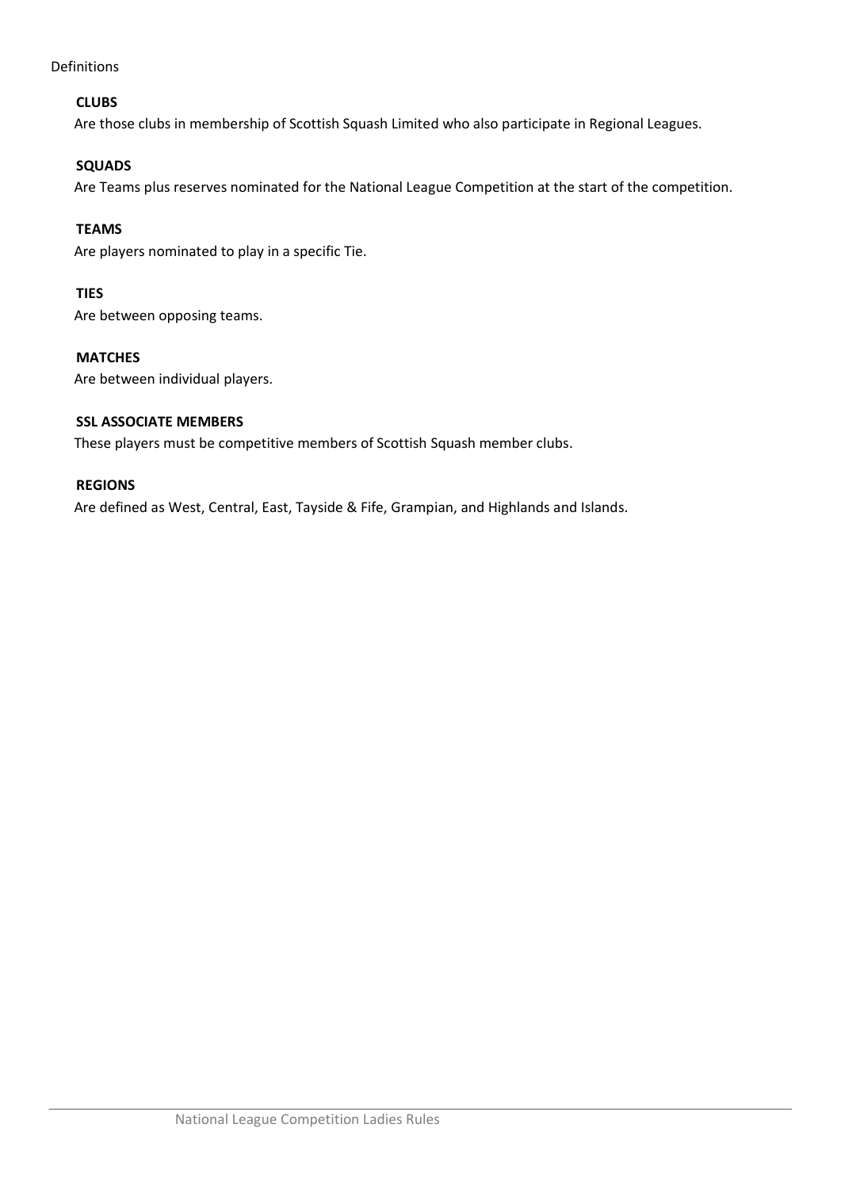Definitions

**CLUBS**

Are those clubs in membership of Scottish Squash Limited who also participate in Regional Leagues.

**SQUADS**

Are Teams plus reserves nominated for the National League Competition at the start of the competition.

**TEAMS**

Are players nominated to play in a specific Tie.

**TIES**

Are between opposing teams.

**MATCHES**

Are between individual players.

**SSL ASSOCIATE MEMBERS**

These players must be competitive members of Scottish Squash member clubs.

**REGIONS**

Are defined as West, Central, East, Tayside & Fife, Grampian, and Highlands and Islands.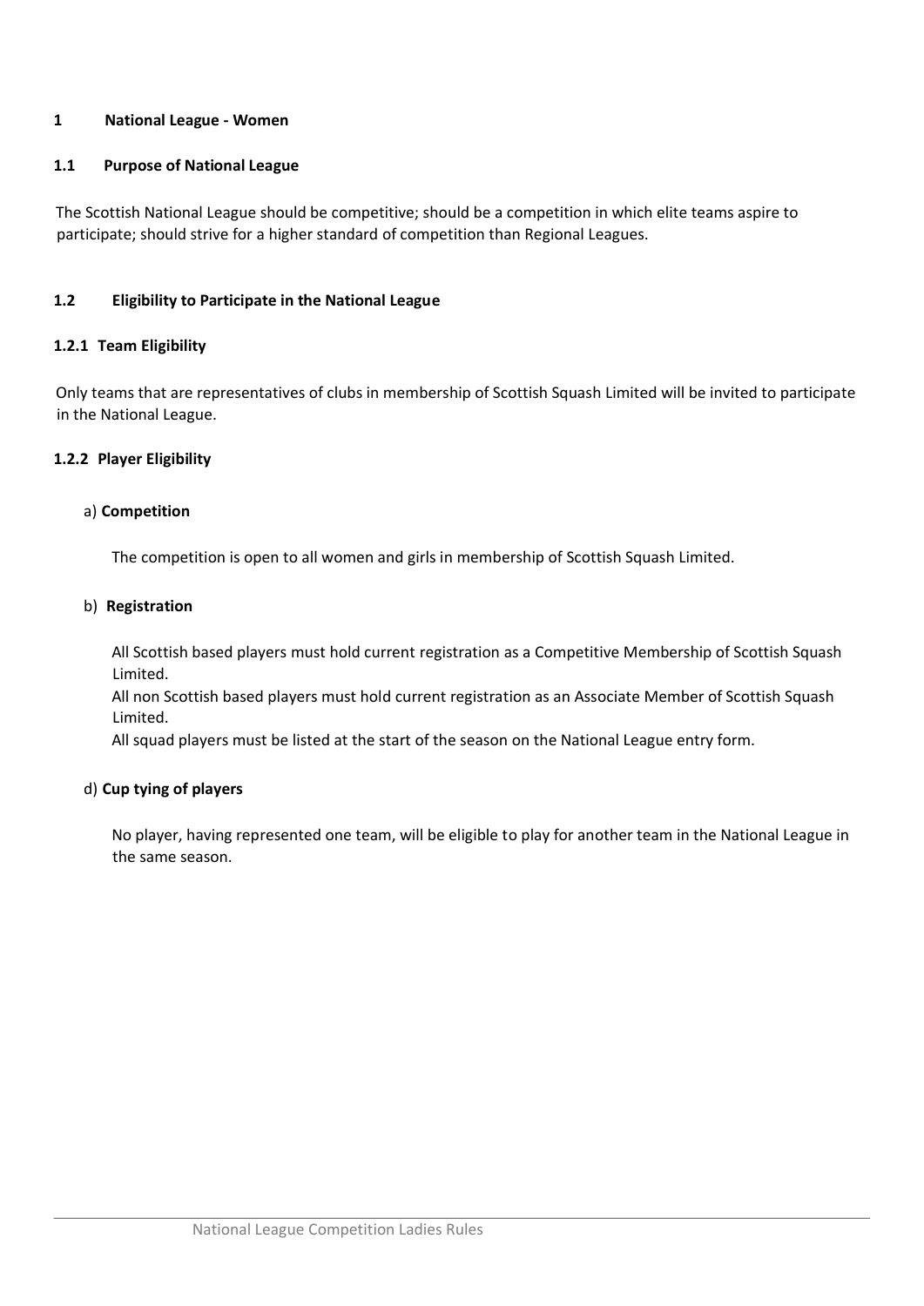# 1 National League - Women

## 1.1 Purpose of National League

The Scottish National League should be competitive; should be a competition in which elite teams aspire to participate; should strive for a higher standard of competition than Regional Leagues.

## 1.2 Eligibility to Participate in the National League

### 1.2.1 Team Eligibility

Only teams that are representatives of clubs in membership of Scottish Squash Limited will be invited to participate in the National League.

### 1.2.2 Player Eligibility

a) **Competition**

The competition is open to all women and girls in membership of Scottish Squash Limited.

b) **Registration**

All Scottish based players must hold current registration as a Competitive Membership of Scottish Squash Limited.

All non Scottish based players must hold current registration as an Associate Member of Scottish Squash Limited.

All squad players must be listed at the start of the season on the National League entry form.

d) **Cup tying of players**

No player, having represented one team, will be eligible to play for another team in the National League in the same season.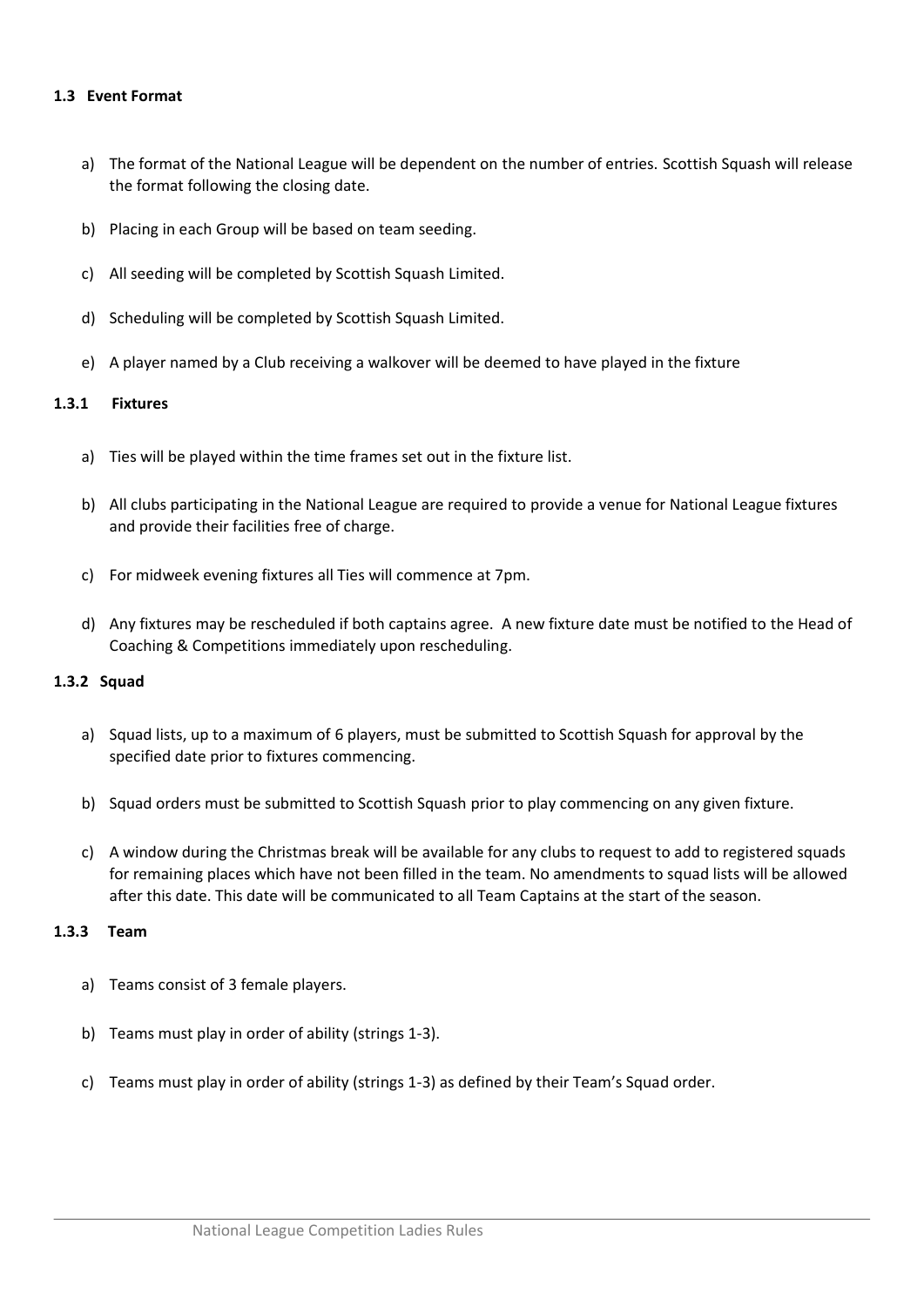### 1.3 Event Format

a) The format of the National League will be dependent on the number of entries. Scottish Squash will release the format following the closing date.

b) Placing in each Group will be based on team seeding.

c) All seeding will be completed by Scottish Squash Limited.

d) Scheduling will be completed by Scottish Squash Limited.

e) A player named by a Club receiving a walkover will be deemed to have played in the fixture

#### 1.3.1 Fixtures

a) Ties will be played within the time frames set out in the fixture list.

b) All clubs participating in the National League are required to provide a venue for National League fixtures and provide their facilities free of charge.

c) For midweek evening fixtures all Ties will commence at 7pm.

d) Any fixtures may be rescheduled if both captains agree. A new fixture date must be notified to the Head of Coaching & Competitions immediately upon rescheduling.

#### 1.3.2 Squad

a) Squad lists, up to a maximum of 6 players, must be submitted to Scottish Squash for approval by the specified date prior to fixtures commencing.

b) Squad orders must be submitted to Scottish Squash prior to play commencing on any given fixture.

c) A window during the Christmas break will be available for any clubs to request to add to registered squads for remaining places which have not been filled in the team. No amendments to squad lists will be allowed after this date. This date will be communicated to all Team Captains at the start of the season.

#### 1.3.3 Team

a) Teams consist of 3 female players.

b) Teams must play in order of ability (strings 1-3).

c) Teams must play in order of ability (strings 1-3) as defined by their Team's Squad order.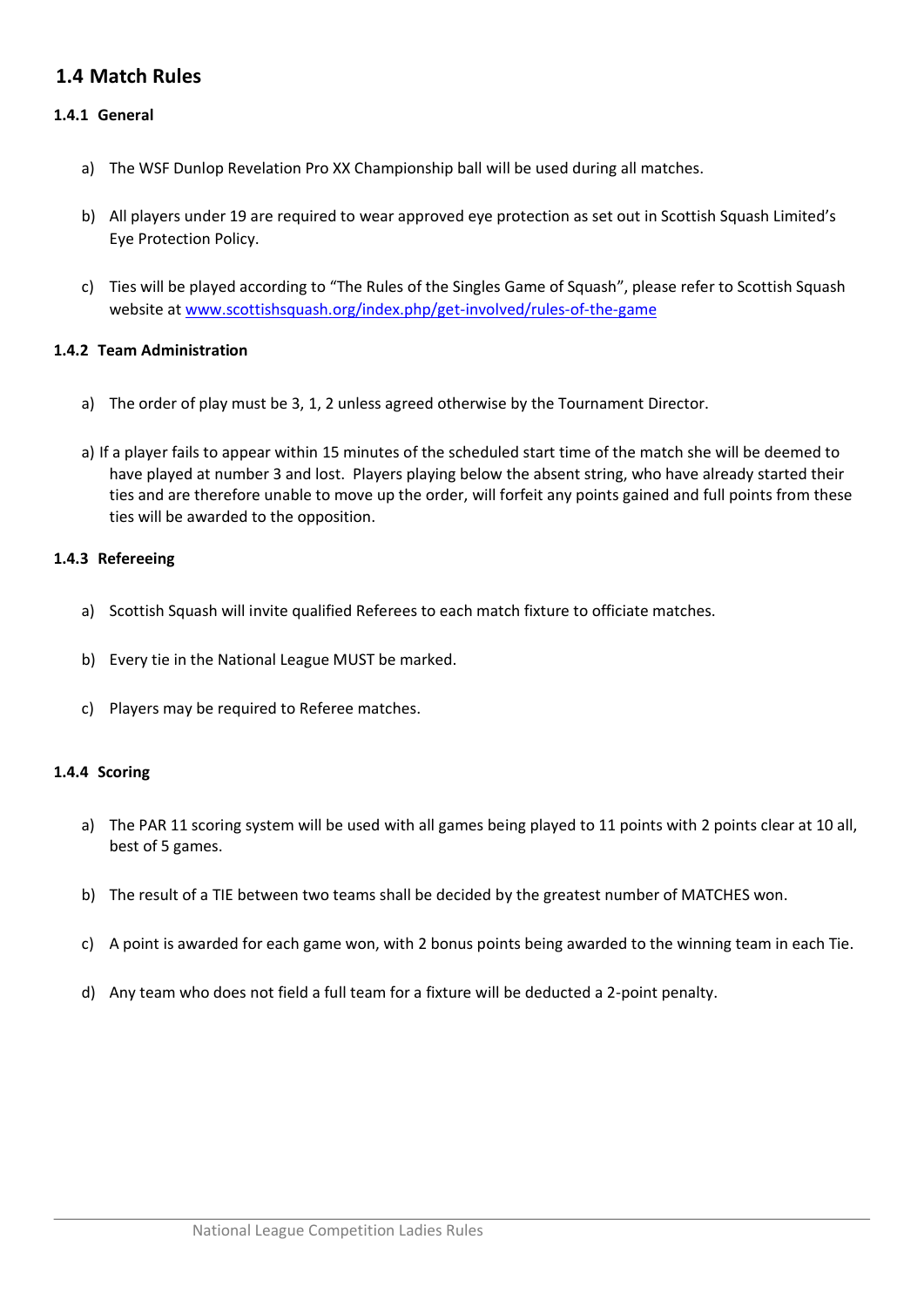## 1.4 Match Rules

### 1.4.1 General

a) The WSF Dunlop Revelation Pro XX Championship ball will be used during all matches.

b) All players under 19 are required to wear approved eye protection as set out in Scottish Squash Limited's Eye Protection Policy.

c) Ties will be played according to "The Rules of the Singles Game of Squash", please refer to Scottish Squash website at [www.scottishsquash.org/index.php/get-involved/rules-of-the-game](www.scottishsquash.org/index.php/get-involved/rules-of-the-game)

### 1.4.2 Team Administration

a) The order of play must be 3, 1, 2 unless agreed otherwise by the Tournament Director.

a) If a player fails to appear within 15 minutes of the scheduled start time of the match she will be deemed to have played at number 3 and lost. Players playing below the absent string, who have already started their ties and are therefore unable to move up the order, will forfeit any points gained and full points from these ties will be awarded to the opposition.

### 1.4.3 Refereeing

a) Scottish Squash will invite qualified Referees to each match fixture to officiate matches.

b) Every tie in the National League MUST be marked.

c) Players may be required to Referee matches.

### 1.4.4 Scoring

a) The PAR 11 scoring system will be used with all games being played to 11 points with 2 points clear at 10 all, best of 5 games.

b) The result of a TIE between two teams shall be decided by the greatest number of MATCHES won.

c) A point is awarded for each game won, with 2 bonus points being awarded to the winning team in each Tie.

d) Any team who does not field a full team for a fixture will be deducted a 2-point penalty.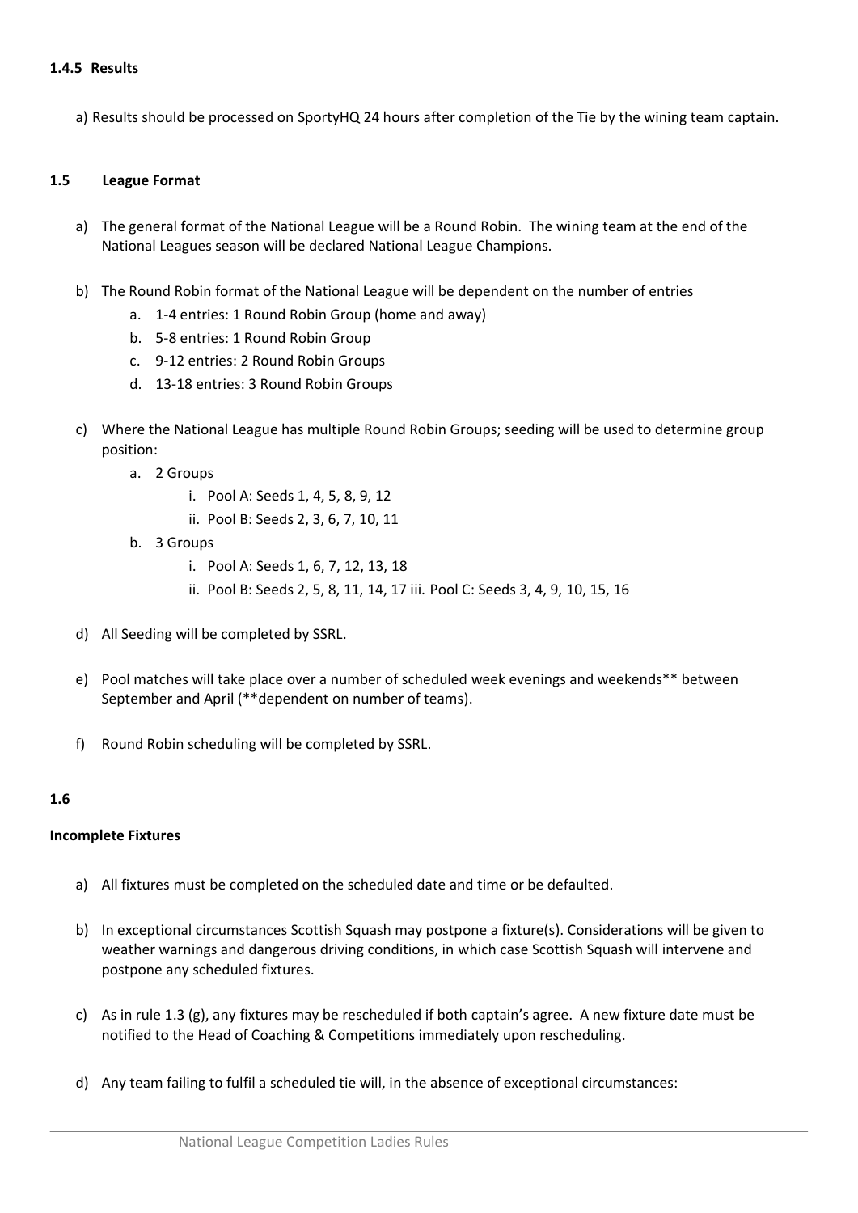#### 1.4.5 Results

a) Results should be processed on SportyHQ 24 hours after completion of the Tie by the wining team captain.

### 1.5 League Format

a) The general format of the National League will be a Round Robin. The wining team at the end of the National Leagues season will be declared National League Champions.

b) The Round Robin format of the National League will be dependent on the number of entries
   a. 1-4 entries: 1 Round Robin Group (home and away)
   b. 5-8 entries: 1 Round Robin Group
   c. 9-12 entries: 2 Round Robin Groups
   d. 13-18 entries: 3 Round Robin Groups

c) Where the National League has multiple Round Robin Groups; seeding will be used to determine group position:
   a. 2 Groups
      i. Pool A: Seeds 1, 4, 5, 8, 9, 12
      ii. Pool B: Seeds 2, 3, 6, 7, 10, 11
   b. 3 Groups
      i. Pool A: Seeds 1, 6, 7, 12, 13, 18
      ii. Pool B: Seeds 2, 5, 8, 11, 14, 17 iii. Pool C: Seeds 3, 4, 9, 10, 15, 16

d) All Seeding will be completed by SSRL.

e) Pool matches will take place over a number of scheduled week evenings and weekends** between September and April (**dependent on number of teams).

f) Round Robin scheduling will be completed by SSRL.

### 1.6

**Incomplete Fixtures**

a) All fixtures must be completed on the scheduled date and time or be defaulted.

b) In exceptional circumstances Scottish Squash may postpone a fixture(s). Considerations will be given to weather warnings and dangerous driving conditions, in which case Scottish Squash will intervene and postpone any scheduled fixtures.

c) As in rule 1.3 (g), any fixtures may be rescheduled if both captain's agree. A new fixture date must be notified to the Head of Coaching & Competitions immediately upon rescheduling.

d) Any team failing to fulfil a scheduled tie will, in the absence of exceptional circumstances: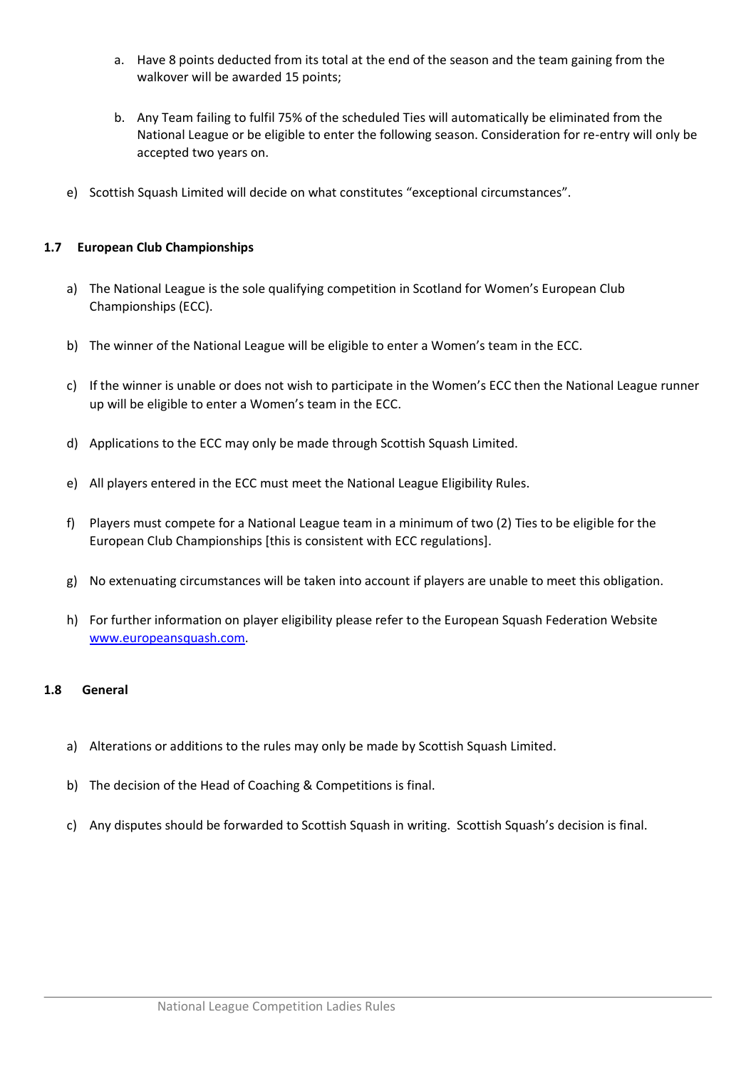a. Have 8 points deducted from its total at the end of the season and the team gaining from the walkover will be awarded 15 points;

   b. Any Team failing to fulfil 75% of the scheduled Ties will automatically be eliminated from the National League or be eligible to enter the following season. Consideration for re-entry will only be accepted two years on.

e) Scottish Squash Limited will decide on what constitutes "exceptional circumstances".

### 1.7 European Club Championships

a) The National League is the sole qualifying competition in Scotland for Women's European Club Championships (ECC).

b) The winner of the National League will be eligible to enter a Women's team in the ECC.

c) If the winner is unable or does not wish to participate in the Women's ECC then the National League runner up will be eligible to enter a Women's team in the ECC.

d) Applications to the ECC may only be made through Scottish Squash Limited.

e) All players entered in the ECC must meet the National League Eligibility Rules.

f) Players must compete for a National League team in a minimum of two (2) Ties to be eligible for the European Club Championships [this is consistent with ECC regulations].

g) No extenuating circumstances will be taken into account if players are unable to meet this obligation.

h) For further information on player eligibility please refer to the European Squash Federation Website www.europeansquash.com.

### 1.8 General

a) Alterations or additions to the rules may only be made by Scottish Squash Limited.

b) The decision of the Head of Coaching & Competitions is final.

c) Any disputes should be forwarded to Scottish Squash in writing. Scottish Squash's decision is final.